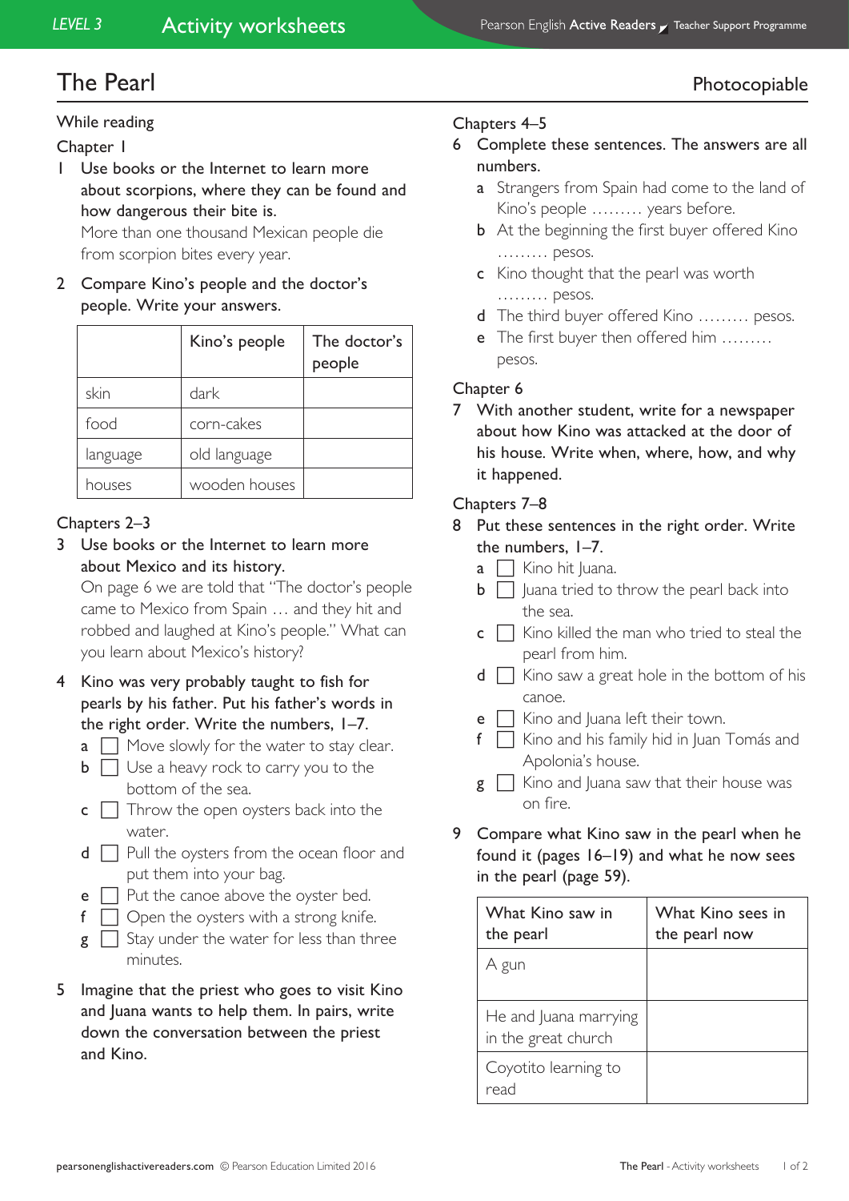# The Pearl

Photocopiable

## While reading

### Chapter 1

1 Use books or the Internet to learn more about scorpions, where they can be found and how dangerous their bite is.

More than one thousand Mexican people die from scorpion bites every year.

2 Compare Kino's people and the doctor's people. Write your answers.

| | Kino's people | The doctor's people |
|---|---|---|
| skin | dark | |
| food | corn-cakes | |
| language | old language | |
| houses | wooden houses | |

### Chapters 2–3

3 Use books or the Internet to learn more about Mexico and its history.

On page 6 we are told that "The doctor's people came to Mexico from Spain … and they hit and robbed and laughed at Kino's people." What can you learn about Mexico's history?

4 Kino was very probably taught to fish for pearls by his father. Put his father's words in the right order. Write the numbers, 1–7.

- a ☐ Move slowly for the water to stay clear.
- b ☐ Use a heavy rock to carry you to the bottom of the sea.
- c ☐ Throw the open oysters back into the water.
- d ☐ Pull the oysters from the ocean floor and put them into your bag.
- e ☐ Put the canoe above the oyster bed.
- f ☐ Open the oysters with a strong knife.
- g ☐ Stay under the water for less than three minutes.

5 Imagine that the priest who goes to visit Kino and Juana wants to help them. In pairs, write down the conversation between the priest and Kino.

### Chapters 4–5

6 Complete these sentences. The answers are all numbers.

- a Strangers from Spain had come to the land of Kino's people ……… years before.
- b At the beginning the first buyer offered Kino ……… pesos.
- c Kino thought that the pearl was worth ……… pesos.
- d The third buyer offered Kino ……… pesos.
- e The first buyer then offered him ……… pesos.

### Chapter 6

7 With another student, write for a newspaper about how Kino was attacked at the door of his house. Write when, where, how, and why it happened.

### Chapters 7–8

8 Put these sentences in the right order. Write the numbers, 1–7.

- a ☐ Kino hit Juana.
- b ☐ Juana tried to throw the pearl back into the sea.
- c ☐ Kino killed the man who tried to steal the pearl from him.
- d ☐ Kino saw a great hole in the bottom of his canoe.
- e ☐ Kino and Juana left their town.
- f ☐ Kino and his family hid in Juan Tomás and Apolonia's house.
- g ☐ Kino and Juana saw that their house was on fire.

9 Compare what Kino saw in the pearl when he found it (pages 16–19) and what he now sees in the pearl (page 59).

| What Kino saw in the pearl | What Kino sees in the pearl now |
|---|---|
| A gun | |
| He and Juana marrying in the great church | |
| Coyotito learning to read | |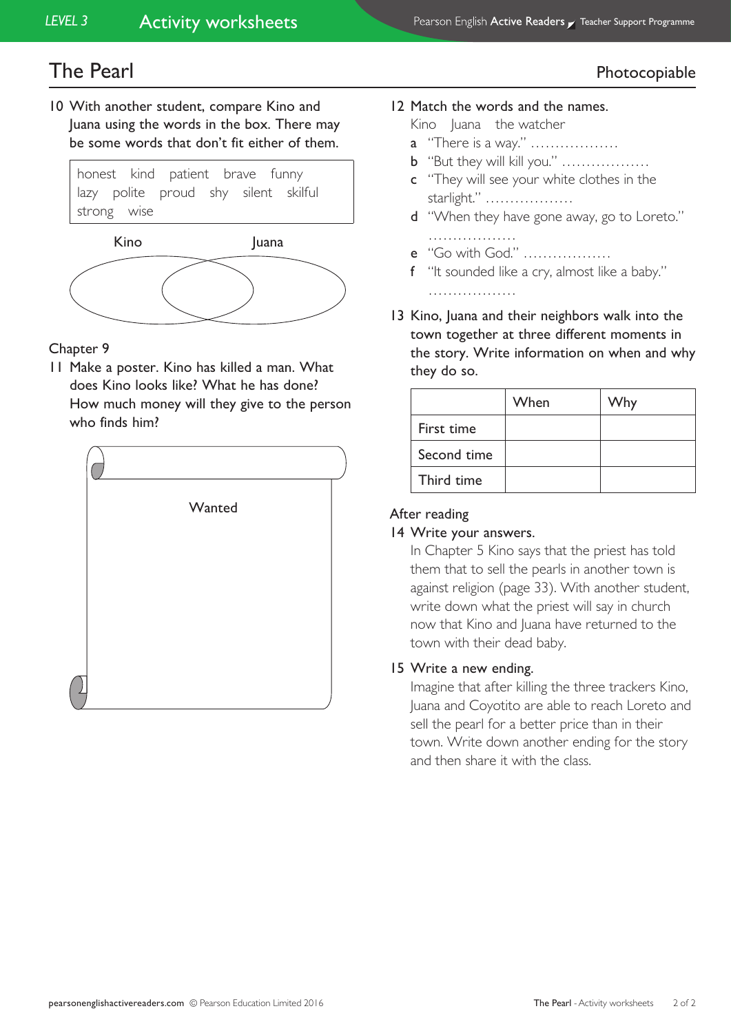# The Pearl

Photocopiable

10 With another student, compare Kino and Juana using the words in the box. There may be some words that don't fit either of them.

| honest kind patient brave funny lazy polite proud shy silent skilful strong wise |
|---|

Kino    Juana

## Chapter 9

11 Make a poster. Kino has killed a man. What does Kino looks like? What he has done? How much money will they give to the person who finds him?

Wanted

12 Match the words and the names.

Kino    Juana    the watcher

**a** "There is a way." ………………

**b** "But they will kill you." ………………

**c** "They will see your white clothes in the starlight." ………………

**d** "When they have gone away, go to Loreto." ………………

**e** "Go with God." ………………

**f** "It sounded like a cry, almost like a baby." ………………

13 Kino, Juana and their neighbors walk into the town together at three different moments in the story. Write information on when and why they do so.

| | When | Why |
|---|---|---|
| First time | | |
| Second time | | |
| Third time | | |

## After reading

14 Write your answers.

In Chapter 5 Kino says that the priest has told them that to sell the pearls in another town is against religion (page 33). With another student, write down what the priest will say in church now that Kino and Juana have returned to the town with their dead baby.

15 Write a new ending.

Imagine that after killing the three trackers Kino, Juana and Coyotito are able to reach Loreto and sell the pearl for a better price than in their town. Write down another ending for the story and then share it with the class.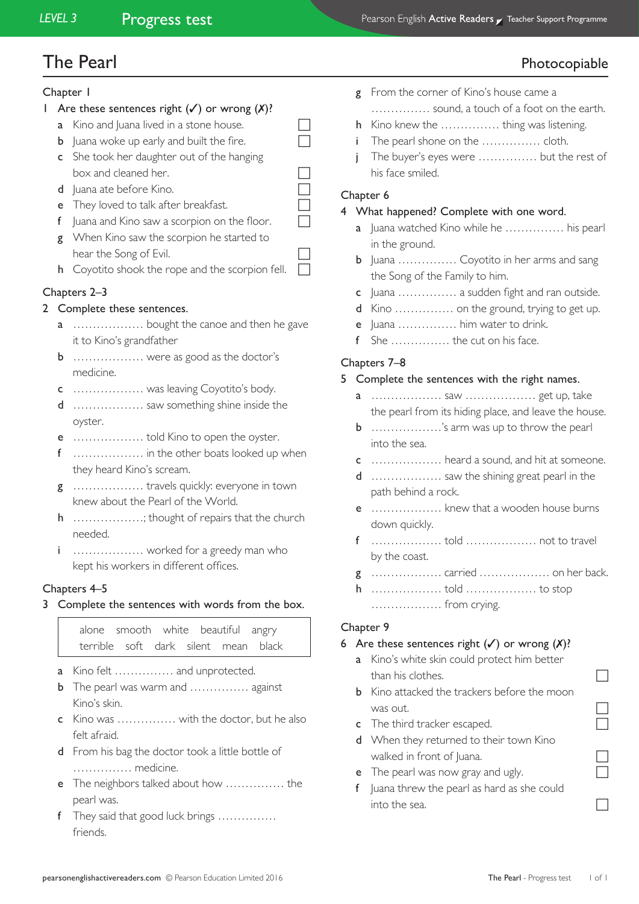# The Pearl

Photocopiable

## Chapter 1

1 Are these sentences right (✓) or wrong (✗)?

a Kino and Juana lived in a stone house. ☐
b Juana woke up early and built the fire. ☐
c She took her daughter out of the hanging box and cleaned her. ☐
d Juana ate before Kino. ☐
e They loved to talk after breakfast. ☐
f Juana and Kino saw a scorpion on the floor. ☐
g When Kino saw the scorpion he started to hear the Song of Evil. ☐
h Coyotito shook the rope and the scorpion fell. ☐

## Chapters 2–3

2 Complete these sentences.

a .................. bought the canoe and then he gave it to Kino's grandfather
b .................. were as good as the doctor's medicine.
c .................. was leaving Coyotito's body.
d .................. saw something shine inside the oyster.
e .................. told Kino to open the oyster.
f .................. in the other boats looked up when they heard Kino's scream.
g .................. travels quickly: everyone in town knew about the Pearl of the World.
h ..................; thought of repairs that the church needed.
i .................. worked for a greedy man who kept his workers in different offices.

## Chapters 4–5

3 Complete the sentences with words from the box.

| alone | smooth | white | beautiful | angry |
|---|---|---|---|---|
| terrible | soft | dark | silent | mean | black |

a Kino felt ............... and unprotected.
b The pearl was warm and ............... against Kino's skin.
c Kino was ............... with the doctor, but he also felt afraid.
d From his bag the doctor took a little bottle of ............... medicine.
e The neighbors talked about how ............... the pearl was.
f They said that good luck brings ............... friends.
g From the corner of Kino's house came a ............... sound, a touch of a foot on the earth.
h Kino knew the ............... thing was listening.
i The pearl shone on the ............... cloth.
j The buyer's eyes were ............... but the rest of his face smiled.

## Chapter 6

4 What happened? Complete with one word.

a Juana watched Kino while he ............... his pearl in the ground.
b Juana ............... Coyotito in her arms and sang the Song of the Family to him.
c Juana ............... a sudden fight and ran outside.
d Kino ............... on the ground, trying to get up.
e Juana ............... him water to drink.
f She ............... the cut on his face.

## Chapters 7–8

5 Complete the sentences with the right names.

a .................. saw .................. get up, take the pearl from its hiding place, and leave the house.
b ..................'s arm was up to throw the pearl into the sea.
c .................. heard a sound, and hit at someone.
d .................. saw the shining great pearl in the path behind a rock.
e .................. knew that a wooden house burns down quickly.
f .................. told .................. not to travel by the coast.
g .................. carried .................. on her back.
h .................. told .................. to stop .................. from crying.

## Chapter 9

6 Are these sentences right (✓) or wrong (✗)?

a Kino's white skin could protect him better than his clothes. ☐
b Kino attacked the trackers before the moon was out. ☐
c The third tracker escaped. ☐
d When they returned to their town Kino walked in front of Juana. ☐
e The pearl was now gray and ugly. ☐
f Juana threw the pearl as hard as she could into the sea. ☐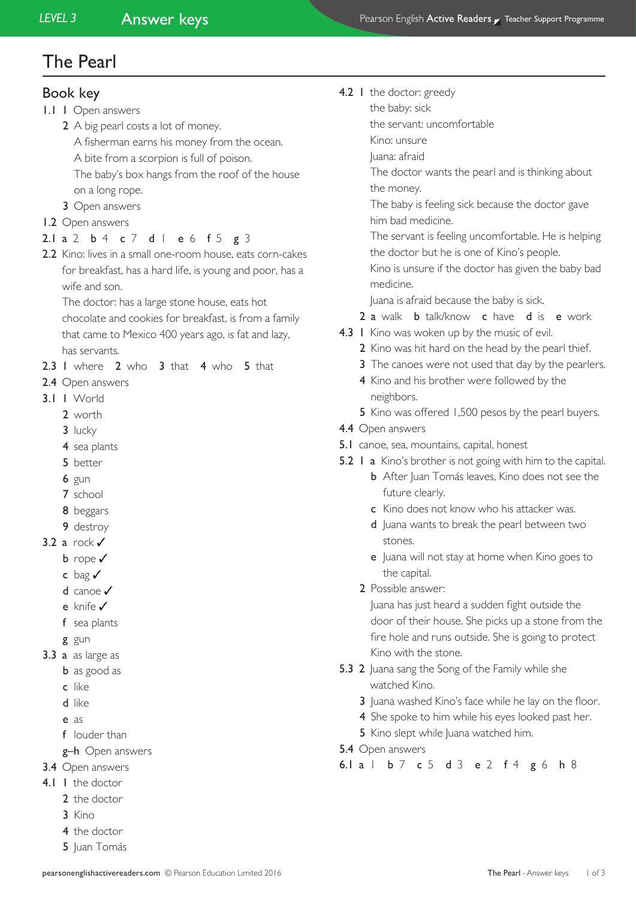# The Pearl

## Book key

**1.1** **1** Open answers

**2** A big pearl costs a lot of money.
A fisherman earns his money from the ocean.
A bite from a scorpion is full of poison.
The baby's box hangs from the roof of the house on a long rope.

**3** Open answers

**1.2** Open answers

**2.1** **a** 2 **b** 4 **c** 7 **d** 1 **e** 6 **f** 5 **g** 3

**2.2** Kino: lives in a small one-room house, eats corn-cakes for breakfast, has a hard life, is young and poor, has a wife and son.
The doctor: has a large stone house, eats hot chocolate and cookies for breakfast, is from a family that came to Mexico 400 years ago, is fat and lazy, has servants.

**2.3** **1** where **2** who **3** that **4** who **5** that

**2.4** Open answers

**3.1** **1** World
**2** worth
**3** lucky
**4** sea plants
**5** better
**6** gun
**7** school
**8** beggars
**9** destroy

**3.2** **a** rock ✓
**b** rope ✓
**c** bag ✓
**d** canoe ✓
**e** knife ✓
**f** sea plants
**g** gun

**3.3** **a** as large as
**b** as good as
**c** like
**d** like
**e** as
**f** louder than
**g–h** Open answers

**3.4** Open answers

**4.1** **1** the doctor
**2** the doctor
**3** Kino
**4** the doctor
**5** Juan Tomás

**4.2** **1** the doctor: greedy
the baby: sick
the servant: uncomfortable
Kino: unsure
Juana: afraid
The doctor wants the pearl and is thinking about the money.
The baby is feeling sick because the doctor gave him bad medicine.
The servant is feeling uncomfortable. He is helping the doctor but he is one of Kino's people.
Kino is unsure if the doctor has given the baby bad medicine.
Juana is afraid because the baby is sick.

**2** **a** walk **b** talk/know **c** have **d** is **e** work

**4.3** **1** Kino was woken up by the music of evil.
**2** Kino was hit hard on the head by the pearl thief.
**3** The canoes were not used that day by the pearlers.
**4** Kino and his brother were followed by the neighbors.
**5** Kino was offered 1,500 pesos by the pearl buyers.

**4.4** Open answers

**5.1** canoe, sea, mountains, capital, honest

**5.2** **1** **a** Kino's brother is not going with him to the capital.
**b** After Juan Tomás leaves, Kino does not see the future clearly.
**c** Kino does not know who his attacker was.
**d** Juana wants to break the pearl between two stones.
**e** Juana will not stay at home when Kino goes to the capital.

**2** Possible answer:
Juana has just heard a sudden fight outside the door of their house. She picks up a stone from the fire hole and runs outside. She is going to protect Kino with the stone.

**5.3** **2** Juana sang the Song of the Family while she watched Kino.
**3** Juana washed Kino's face while he lay on the floor.
**4** She spoke to him while his eyes looked past her.
**5** Kino slept while Juana watched him.

**5.4** Open answers

**6.1** **a** 1 **b** 7 **c** 5 **d** 3 **e** 2 **f** 4 **g** 6 **h** 8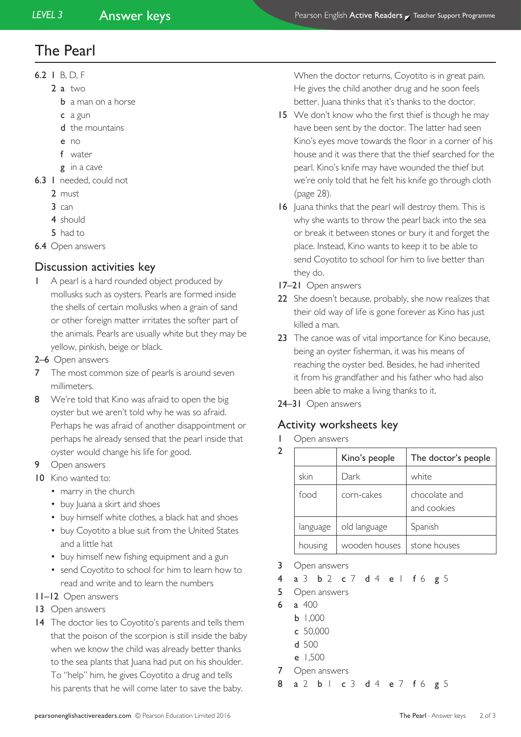# The Pearl

6.2 1 B, D, F

2 a two

b a man on a horse

c a gun

d the mountains

e no

f water

g in a cave

6.3 1 needed, could not

2 must

3 can

4 should

5 had to

6.4 Open answers

## Discussion activities key

1 A pearl is a hard rounded object produced by mollusks such as oysters. Pearls are formed inside the shells of certain mollusks when a grain of sand or other foreign matter irritates the softer part of the animals. Pearls are usually white but they may be yellow, pinkish, beige or black.

2–6 Open answers

7 The most common size of pearls is around seven millimeters.

8 We're told that Kino was afraid to open the big oyster but we aren't told why he was so afraid. Perhaps he was afraid of another disappointment or perhaps he already sensed that the pearl inside that oyster would change his life for good.

9 Open answers

10 Kino wanted to:

- marry in the church
- buy Juana a skirt and shoes
- buy himself white clothes, a black hat and shoes
- buy Coyotito a blue suit from the United States and a little hat
- buy himself new fishing equipment and a gun
- send Coyotito to school for him to learn how to read and write and to learn the numbers

11–12 Open answers

13 Open answers

14 The doctor lies to Coyotito's parents and tells them that the poison of the scorpion is still inside the baby when we know the child was already better thanks to the sea plants that Juana had put on his shoulder. To "help" him, he gives Coyotito a drug and tells his parents that he will come later to save the baby. When the doctor returns, Coyotito is in great pain. He gives the child another drug and he soon feels better. Juana thinks that it's thanks to the doctor.

15 We don't know who the first thief is though he may have been sent by the doctor. The latter had seen Kino's eyes move towards the floor in a corner of his house and it was there that the thief searched for the pearl. Kino's knife may have wounded the thief but we're only told that he felt his knife go through cloth (page 28).

16 Juana thinks that the pearl will destroy them. This is why she wants to throw the pearl back into the sea or break it between stones or bury it and forget the place. Instead, Kino wants to keep it to be able to send Coyotito to school for him to live better than they do.

17–21 Open answers

22 She doesn't because, probably, she now realizes that their old way of life is gone forever as Kino has just killed a man.

23 The canoe was of vital importance for Kino because, being an oyster fisherman, it was his means of reaching the oyster bed. Besides, he had inherited it from his grandfather and his father who had also been able to make a living thanks to it.

24–31 Open answers

## Activity worksheets key

1 Open answers

2

| | Kino's people | The doctor's people |
|---|---|---|
| skin | Dark | white |
| food | corn-cakes | chocolate and and cookies |
| language | old language | Spanish |
| housing | wooden houses | stone houses |

3 Open answers

4 a 3 b 2 c 7 d 4 e 1 f 6 g 5

5 Open answers

6 a 400

b 1,000

c 50,000

d 500

e 1,500

7 Open answers

8 a 2 b 1 c 3 d 4 e 7 f 6 g 5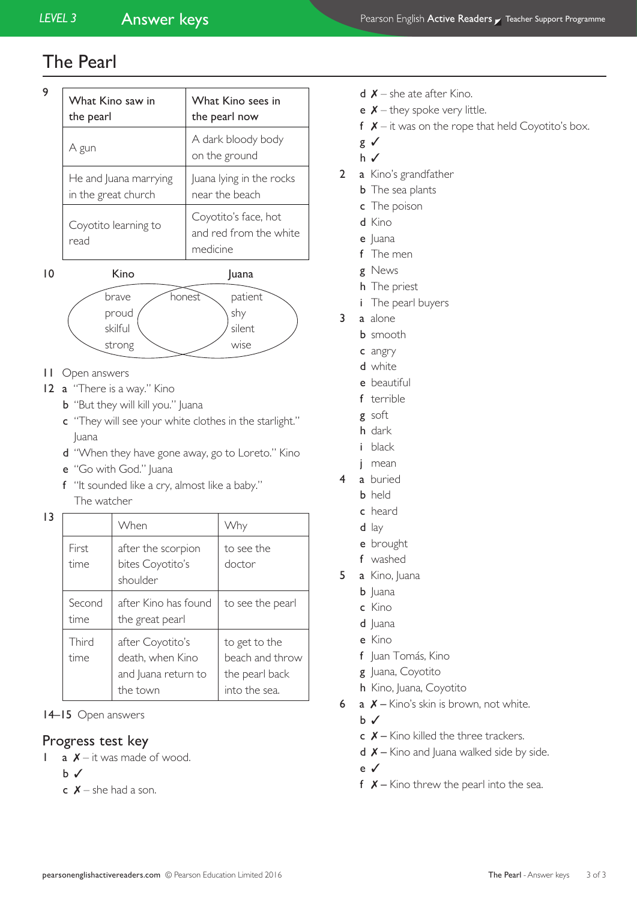# The Pearl

9

| What Kino saw in the pearl | What Kino sees in the pearl now |
| --- | --- |
| A gun | A dark bloody body on the ground |
| He and Juana marrying in the great church | Juana lying in the rocks near the beach |
| Coyotito learning to read | Coyotito's face, hot and red from the white medicine |

10

Kino: brave, proud, skilful, strong

Kino and Juana: honest

Juana: patient, shy, silent, wise

11 Open answers

12 a "There is a way." Kino
   b "But they will kill you." Juana
   c "They will see your white clothes in the starlight." Juana
   d "When they have gone away, go to Loreto." Kino
   e "Go with God." Juana
   f "It sounded like a cry, almost like a baby." The watcher

13

| | When | Why |
| --- | --- | --- |
| First time | after the scorpion bites Coyotito's shoulder | to see the doctor |
| Second time | after Kino has found the great pearl | to see the pearl |
| Third time | after Coyotito's death, when Kino and Juana return to the town | to get to the beach and throw the pearl back into the sea. |

14–15 Open answers

## Progress test key

1 a ✗ – it was made of wood.
  b ✓
  c ✗ – she had a son.
  d ✗ – she ate after Kino.
  e ✗ – they spoke very little.
  f ✗ – it was on the rope that held Coyotito's box.
  g ✓
  h ✓

2 a Kino's grandfather
  b The sea plants
  c The poison
  d Kino
  e Juana
  f The men
  g News
  h The priest
  i The pearl buyers

3 a alone
  b smooth
  c angry
  d white
  e beautiful
  f terrible
  g soft
  h dark
  i black
  j mean

4 a buried
  b held
  c heard
  d lay
  e brought
  f washed

5 a Kino, Juana
  b Juana
  c Kino
  d Juana
  e Kino
  f Juan Tomás, Kino
  g Juana, Coyotito
  h Kino, Juana, Coyotito

6 a ✗ – Kino's skin is brown, not white.
  b ✓
  c ✗ – Kino killed the three trackers.
  d ✗ – Kino and Juana walked side by side.
  e ✓
  f ✗ – Kino threw the pearl into the sea.